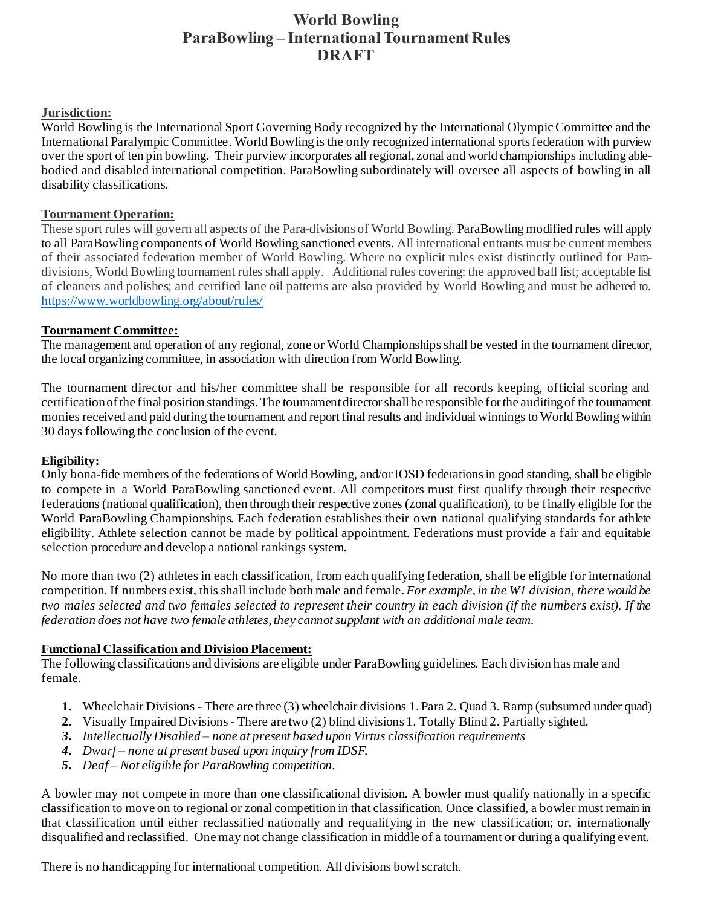# World Bowling
## ParaBowling – International Tournament Rules
## DRAFT

**Jurisdiction:**
World Bowling is the International Sport Governing Body recognized by the International Olympic Committee and the International Paralympic Committee. World Bowling is the only recognized international sports federation with purview over the sport of ten pin bowling. Their purview incorporates all regional, zonal and world championships including able-bodied and disabled international competition. ParaBowling subordinately will oversee all aspects of bowling in all disability classifications.

**Tournament Operation:**
These sport rules will govern all aspects of the Para-divisions of World Bowling. ParaBowling modified rules will apply to all ParaBowling components of World Bowling sanctioned events. All international entrants must be current members of their associated federation member of World Bowling. Where no explicit rules exist distinctly outlined for Para-divisions, World Bowling tournament rules shall apply. Additional rules covering: the approved ball list; acceptable list of cleaners and polishes; and certified lane oil patterns are also provided by World Bowling and must be adhered to. https://www.worldbowling.org/about/rules/

**Tournament Committee:**
The management and operation of any regional, zone or World Championships shall be vested in the tournament director, the local organizing committee, in association with direction from World Bowling.

The tournament director and his/her committee shall be responsible for all records keeping, official scoring and certification of the final position standings. The tournament director shall be responsible for the auditing of the tournament monies received and paid during the tournament and report final results and individual winnings to World Bowling within 30 days following the conclusion of the event.

**Eligibility:**
Only bona-fide members of the federations of World Bowling, and/or IOSD federations in good standing, shall be eligible to compete in a World ParaBowling sanctioned event. All competitors must first qualify through their respective federations (national qualification), then through their respective zones (zonal qualification), to be finally eligible for the World ParaBowling Championships. Each federation establishes their own national qualifying standards for athlete eligibility. Athlete selection cannot be made by political appointment. Federations must provide a fair and equitable selection procedure and develop a national rankings system.

No more than two (2) athletes in each classification, from each qualifying federation, shall be eligible for international competition. If numbers exist, this shall include both male and female. *For example, in the W1 division, there would be two males selected and two females selected to represent their country in each division (if the numbers exist). If the federation does not have two female athletes, they cannot supplant with an additional male team.*

**Functional Classification and Division Placement:**
The following classifications and divisions are eligible under ParaBowling guidelines. Each division has male and female.

1. Wheelchair Divisions - There are three (3) wheelchair divisions 1. Para 2. Quad 3. Ramp (subsumed under quad)
2. Visually Impaired Divisions - There are two (2) blind divisions 1. Totally Blind 2. Partially sighted.
3. *Intellectually Disabled – none at present based upon Virtus classification requirements*
4. *Dwarf – none at present based upon inquiry from IDSF.*
5. *Deaf – Not eligible for ParaBowling competition.*

A bowler may not compete in more than one classificational division. A bowler must qualify nationally in a specific classification to move on to regional or zonal competition in that classification. Once classified, a bowler must remain in that classification until either reclassified nationally and requalifying in the new classification; or, internationally disqualified and reclassified. One may not change classification in middle of a tournament or during a qualifying event.

There is no handicapping for international competition. All divisions bowl scratch.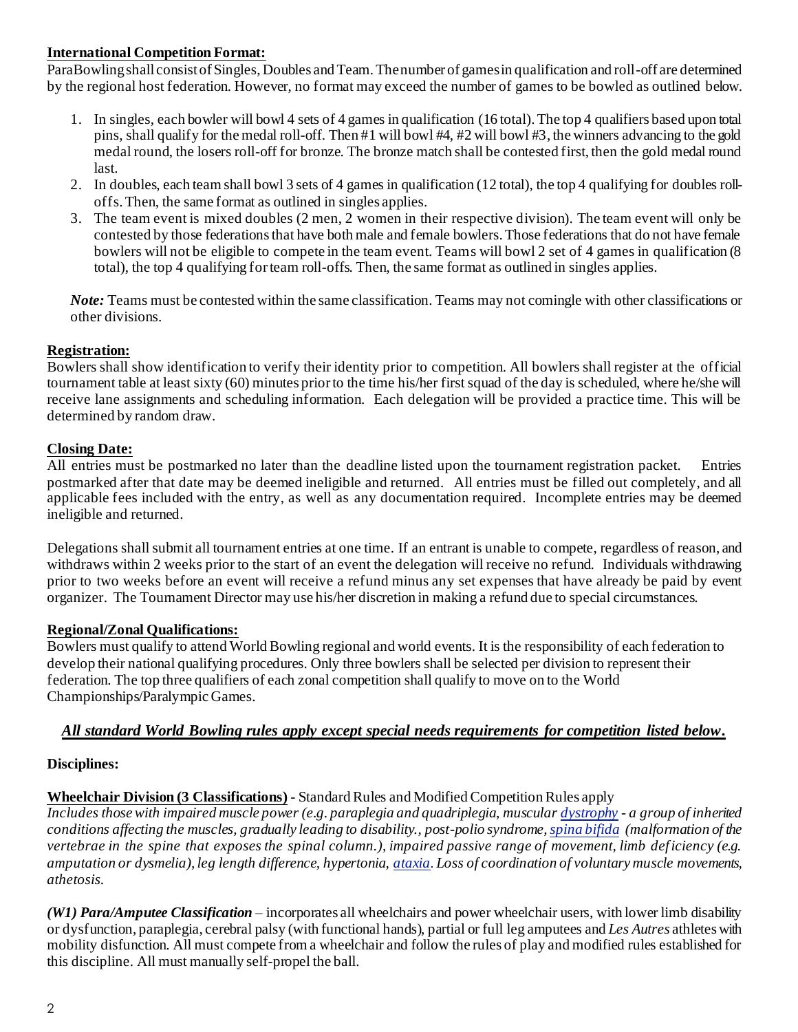**International Competition Format:**

ParaBowling shall consist of Singles, Doubles and Team. The number of games in qualification and roll-off are determined by the regional host federation. However, no format may exceed the number of games to be bowled as outlined below.

1. In singles, each bowler will bowl 4 sets of 4 games in qualification (16 total). The top 4 qualifiers based upon total pins, shall qualify for the medal roll-off. Then #1 will bowl #4, #2 will bowl #3, the winners advancing to the gold medal round, the losers roll-off for bronze. The bronze match shall be contested first, then the gold medal round last.
2. In doubles, each team shall bowl 3 sets of 4 games in qualification (12 total), the top 4 qualifying for doubles roll-offs. Then, the same format as outlined in singles applies.
3. The team event is mixed doubles (2 men, 2 women in their respective division). The team event will only be contested by those federations that have both male and female bowlers. Those federations that do not have female bowlers will not be eligible to compete in the team event. Teams will bowl 2 set of 4 games in qualification (8 total), the top 4 qualifying for team roll-offs. Then, the same format as outlined in singles applies.

*Note:* Teams must be contested within the same classification. Teams may not comingle with other classifications or other divisions.

**Registration:**

Bowlers shall show identification to verify their identity prior to competition. All bowlers shall register at the official tournament table at least sixty (60) minutes prior to the time his/her first squad of the day is scheduled, where he/she will receive lane assignments and scheduling information. Each delegation will be provided a practice time. This will be determined by random draw.

**Closing Date:**

All entries must be postmarked no later than the deadline listed upon the tournament registration packet. Entries postmarked after that date may be deemed ineligible and returned. All entries must be filled out completely, and all applicable fees included with the entry, as well as any documentation required. Incomplete entries may be deemed ineligible and returned.

Delegations shall submit all tournament entries at one time. If an entrant is unable to compete, regardless of reason, and withdraws within 2 weeks prior to the start of an event the delegation will receive no refund. Individuals withdrawing prior to two weeks before an event will receive a refund minus any set expenses that have already be paid by event organizer. The Tournament Director may use his/her discretion in making a refund due to special circumstances.

**Regional/Zonal Qualifications:**

Bowlers must qualify to attend World Bowling regional and world events. It is the responsibility of each federation to develop their national qualifying procedures. Only three bowlers shall be selected per division to represent their federation. The top three qualifiers of each zonal competition shall qualify to move on to the World Championships/Paralympic Games.

***All standard World Bowling rules apply except special needs requirements for competition listed below.***

**Disciplines:**

**Wheelchair Division (3 Classifications)** - Standard Rules and Modified Competition Rules apply

*Includes those with impaired muscle power (e.g. paraplegia and quadriplegia, muscular dystrophy - a group of inherited conditions affecting the muscles, gradually leading to disability., post-polio syndrome, spina bifida (malformation of the vertebrae in the spine that exposes the spinal column.), impaired passive range of movement, limb deficiency (e.g. amputation or dysmelia), leg length difference, hypertonia, ataxia. Loss of coordination of voluntary muscle movements, athetosis.*

***(W1) Para/Amputee Classification*** – incorporates all wheelchairs and power wheelchair users, with lower limb disability or dysfunction, paraplegia, cerebral palsy (with functional hands), partial or full leg amputees and *Les Autres* athletes with mobility disfunction. All must compete from a wheelchair and follow the rules of play and modified rules established for this discipline. All must manually self-propel the ball.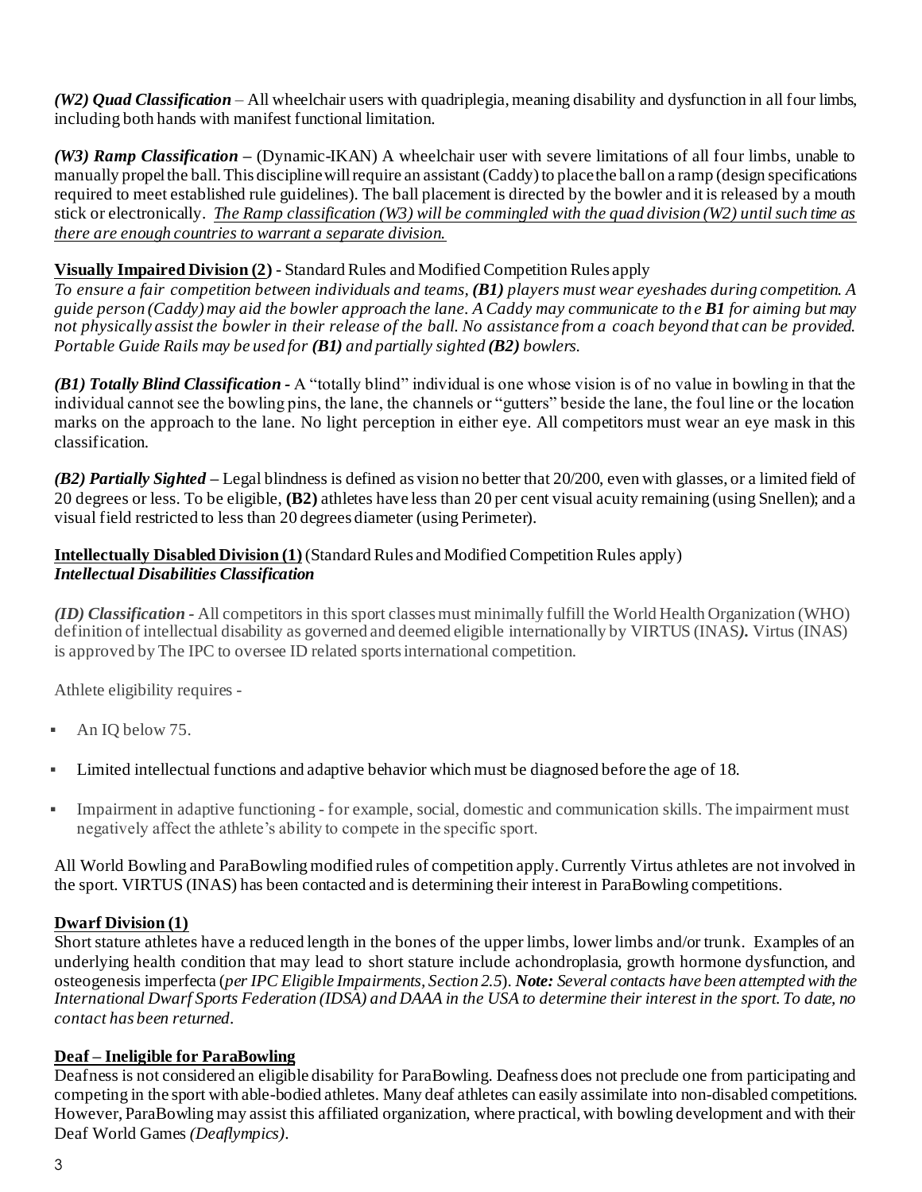***(W2) Quad Classification*** – All wheelchair users with quadriplegia, meaning disability and dysfunction in all four limbs, including both hands with manifest functional limitation.

***(W3) Ramp Classification*** – (Dynamic-IKAN) A wheelchair user with severe limitations of all four limbs, unable to manually propel the ball. This discipline will require an assistant (Caddy) to place the ball on a ramp (design specifications required to meet established rule guidelines). The ball placement is directed by the bowler and it is released by a mouth stick or electronically. <u>*The Ramp classification (W3) will be commingled with the quad division (W2) until such time as there are enough countries to warrant a separate division.*</u>

<u>**Visually Impaired Division (2)**</u> - Standard Rules and Modified Competition Rules apply

*To ensure a fair competition between individuals and teams, **(B1)** players must wear eyeshades during competition. A guide person (Caddy) may aid the bowler approach the lane. A Caddy may communicate to the **B1** for aiming but may not physically assist the bowler in their release of the ball. No assistance from a coach beyond that can be provided. Portable Guide Rails may be used for **(B1)** and partially sighted **(B2)** bowlers.*

***(B1) Totally Blind Classification*** - A "totally blind" individual is one whose vision is of no value in bowling in that the individual cannot see the bowling pins, the lane, the channels or "gutters" beside the lane, the foul line or the location marks on the approach to the lane. No light perception in either eye. All competitors must wear an eye mask in this classification.

***(B2) Partially Sighted*** – Legal blindness is defined as vision no better that 20/200, even with glasses, or a limited field of 20 degrees or less. To be eligible, **(B2)** athletes have less than 20 per cent visual acuity remaining (using Snellen); and a visual field restricted to less than 20 degrees diameter (using Perimeter).

<u>**Intellectually Disabled Division (1)**</u> (Standard Rules and Modified Competition Rules apply)
***Intellectual Disabilities Classification***

***(ID) Classification*** - All competitors in this sport classes must minimally fulfill the World Health Organization (WHO) definition of intellectual disability as governed and deemed eligible internationally by VIRTUS (INAS***).*** Virtus (INAS) is approved by The IPC to oversee ID related sports international competition.

Athlete eligibility requires -

- An IQ below 75.
- Limited intellectual functions and adaptive behavior which must be diagnosed before the age of 18.
- Impairment in adaptive functioning - for example, social, domestic and communication skills. The impairment must negatively affect the athlete's ability to compete in the specific sport.

All World Bowling and ParaBowling modified rules of competition apply. Currently Virtus athletes are not involved in the sport. VIRTUS (INAS) has been contacted and is determining their interest in ParaBowling competitions.

<u>**Dwarf Division (1)**</u>

Short stature athletes have a reduced length in the bones of the upper limbs, lower limbs and/or trunk. Examples of an underlying health condition that may lead to short stature include achondroplasia, growth hormone dysfunction, and osteogenesis imperfecta (*per IPC Eligible Impairments, Section 2.5*). ***Note:*** *Several contacts have been attempted with the International Dwarf Sports Federation (IDSA) and DAAA in the USA to determine their interest in the sport. To date, no contact has been returned.*

<u>**Deaf – Ineligible for ParaBowling**</u>

Deafness is not considered an eligible disability for ParaBowling. Deafness does not preclude one from participating and competing in the sport with able-bodied athletes. Many deaf athletes can easily assimilate into non-disabled competitions. However, ParaBowling may assist this affiliated organization, where practical, with bowling development and with their Deaf World Games *(Deaflympics)*.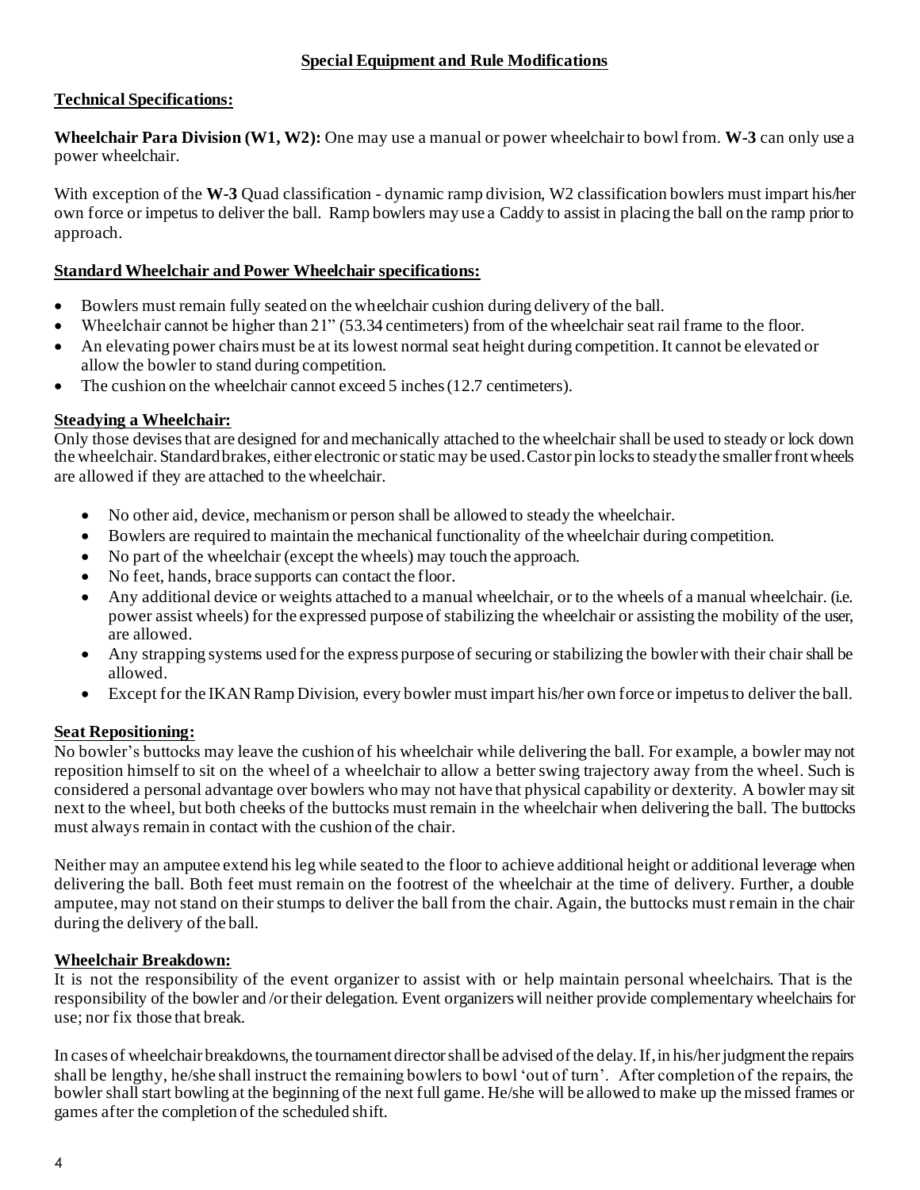## Special Equipment and Rule Modifications

### Technical Specifications:

**Wheelchair Para Division (W1, W2):** One may use a manual or power wheelchair to bowl from. **W-3** can only use a power wheelchair.

With exception of the **W-3** Quad classification - dynamic ramp division, W2 classification bowlers must impart his/her own force or impetus to deliver the ball. Ramp bowlers may use a Caddy to assist in placing the ball on the ramp prior to approach.

### Standard Wheelchair and Power Wheelchair specifications:

- Bowlers must remain fully seated on the wheelchair cushion during delivery of the ball.
- Wheelchair cannot be higher than 21" (53.34 centimeters) from of the wheelchair seat rail frame to the floor.
- An elevating power chairs must be at its lowest normal seat height during competition. It cannot be elevated or allow the bowler to stand during competition.
- The cushion on the wheelchair cannot exceed 5 inches (12.7 centimeters).

### Steadying a Wheelchair:

Only those devises that are designed for and mechanically attached to the wheelchair shall be used to steady or lock down the wheelchair. Standard brakes, either electronic or static may be used. Castor pin locks to steady the smaller front wheels are allowed if they are attached to the wheelchair.

- No other aid, device, mechanism or person shall be allowed to steady the wheelchair.
- Bowlers are required to maintain the mechanical functionality of the wheelchair during competition.
- No part of the wheelchair (except the wheels) may touch the approach.
- No feet, hands, brace supports can contact the floor.
- Any additional device or weights attached to a manual wheelchair, or to the wheels of a manual wheelchair. (i.e. power assist wheels) for the expressed purpose of stabilizing the wheelchair or assisting the mobility of the user, are allowed.
- Any strapping systems used for the express purpose of securing or stabilizing the bowler with their chair shall be allowed.
- Except for the IKAN Ramp Division, every bowler must impart his/her own force or impetus to deliver the ball.

### Seat Repositioning:

No bowler's buttocks may leave the cushion of his wheelchair while delivering the ball. For example, a bowler may not reposition himself to sit on the wheel of a wheelchair to allow a better swing trajectory away from the wheel. Such is considered a personal advantage over bowlers who may not have that physical capability or dexterity. A bowler may sit next to the wheel, but both cheeks of the buttocks must remain in the wheelchair when delivering the ball. The buttocks must always remain in contact with the cushion of the chair.

Neither may an amputee extend his leg while seated to the floor to achieve additional height or additional leverage when delivering the ball. Both feet must remain on the footrest of the wheelchair at the time of delivery. Further, a double amputee, may not stand on their stumps to deliver the ball from the chair. Again, the buttocks must remain in the chair during the delivery of the ball.

### Wheelchair Breakdown:

It is not the responsibility of the event organizer to assist with or help maintain personal wheelchairs. That is the responsibility of the bowler and /or their delegation. Event organizers will neither provide complementary wheelchairs for use; nor fix those that break.

In cases of wheelchair breakdowns, the tournament director shall be advised of the delay. If, in his/her judgment the repairs shall be lengthy, he/she shall instruct the remaining bowlers to bowl 'out of turn'. After completion of the repairs, the bowler shall start bowling at the beginning of the next full game. He/she will be allowed to make up the missed frames or games after the completion of the scheduled shift.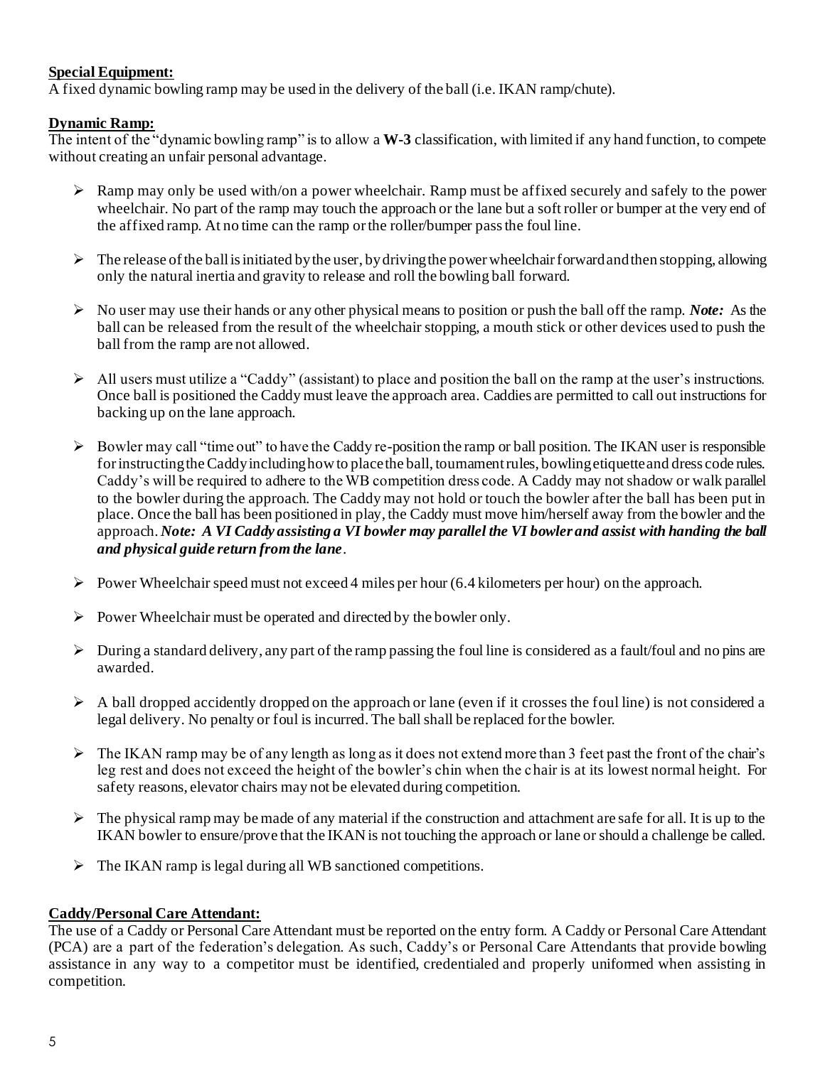**Special Equipment:**

A fixed dynamic bowling ramp may be used in the delivery of the ball (i.e. IKAN ramp/chute).

**Dynamic Ramp:**

The intent of the "dynamic bowling ramp" is to allow a **W-3** classification, with limited if any hand function, to compete without creating an unfair personal advantage.

- Ramp may only be used with/on a power wheelchair. Ramp must be affixed securely and safely to the power wheelchair. No part of the ramp may touch the approach or the lane but a soft roller or bumper at the very end of the affixed ramp. At no time can the ramp or the roller/bumper pass the foul line.
- The release of the ball is initiated by the user, by driving the power wheelchair forward and then stopping, allowing only the natural inertia and gravity to release and roll the bowling ball forward.
- No user may use their hands or any other physical means to position or push the ball off the ramp. ***Note:*** As the ball can be released from the result of the wheelchair stopping, a mouth stick or other devices used to push the ball from the ramp are not allowed.
- All users must utilize a "Caddy" (assistant) to place and position the ball on the ramp at the user's instructions. Once ball is positioned the Caddy must leave the approach area. Caddies are permitted to call out instructions for backing up on the lane approach.
- Bowler may call "time out" to have the Caddy re-position the ramp or ball position. The IKAN user is responsible for instructing the Caddy including how to place the ball, tournament rules, bowling etiquette and dress code rules. Caddy's will be required to adhere to the WB competition dress code. A Caddy may not shadow or walk parallel to the bowler during the approach. The Caddy may not hold or touch the bowler after the ball has been put in place. Once the ball has been positioned in play, the Caddy must move him/herself away from the bowler and the approach. ***Note: A VI Caddy assisting a VI bowler may parallel the VI bowler and assist with handing the ball and physical guide return from the lane***.
- Power Wheelchair speed must not exceed 4 miles per hour (6.4 kilometers per hour) on the approach.
- Power Wheelchair must be operated and directed by the bowler only.
- During a standard delivery, any part of the ramp passing the foul line is considered as a fault/foul and no pins are awarded.
- A ball dropped accidently dropped on the approach or lane (even if it crosses the foul line) is not considered a legal delivery. No penalty or foul is incurred. The ball shall be replaced for the bowler.
- The IKAN ramp may be of any length as long as it does not extend more than 3 feet past the front of the chair's leg rest and does not exceed the height of the bowler's chin when the chair is at its lowest normal height. For safety reasons, elevator chairs may not be elevated during competition.
- The physical ramp may be made of any material if the construction and attachment are safe for all. It is up to the IKAN bowler to ensure/prove that the IKAN is not touching the approach or lane or should a challenge be called.
- The IKAN ramp is legal during all WB sanctioned competitions.

**Caddy/Personal Care Attendant:**

The use of a Caddy or Personal Care Attendant must be reported on the entry form. A Caddy or Personal Care Attendant (PCA) are a part of the federation's delegation. As such, Caddy's or Personal Care Attendants that provide bowling assistance in any way to a competitor must be identified, credentialed and properly uniformed when assisting in competition.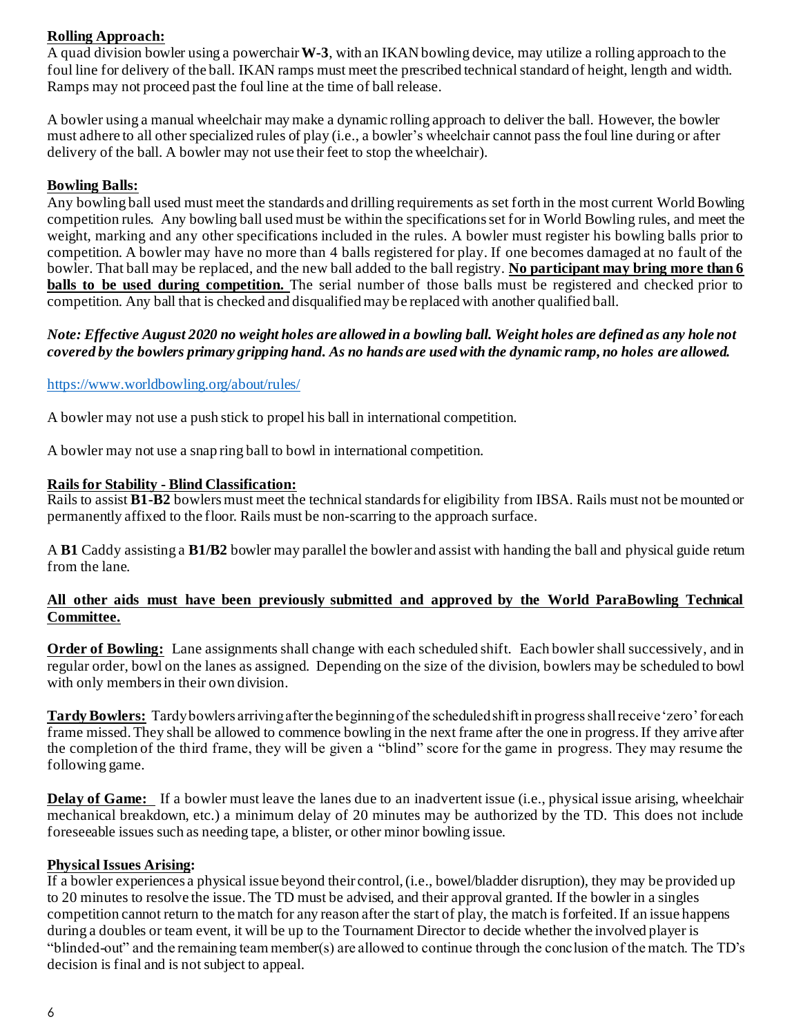**Rolling Approach:**

A quad division bowler using a powerchair **W-3**, with an IKAN bowling device, may utilize a rolling approach to the foul line for delivery of the ball. IKAN ramps must meet the prescribed technical standard of height, length and width. Ramps may not proceed past the foul line at the time of ball release.

A bowler using a manual wheelchair may make a dynamic rolling approach to deliver the ball. However, the bowler must adhere to all other specialized rules of play (i.e., a bowler's wheelchair cannot pass the foul line during or after delivery of the ball. A bowler may not use their feet to stop the wheelchair).

**Bowling Balls:**

Any bowling ball used must meet the standards and drilling requirements as set forth in the most current World Bowling competition rules. Any bowling ball used must be within the specifications set for in World Bowling rules, and meet the weight, marking and any other specifications included in the rules. A bowler must register his bowling balls prior to competition. A bowler may have no more than 4 balls registered for play. If one becomes damaged at no fault of the bowler. That ball may be replaced, and the new ball added to the ball registry. **No participant may bring more than 6 balls to be used during competition.** The serial number of those balls must be registered and checked prior to competition. Any ball that is checked and disqualified may be replaced with another qualified ball.

***Note: Effective August 2020 no weight holes are allowed in a bowling ball. Weight holes are defined as any hole not covered by the bowlers primary gripping hand. As no hands are used with the dynamic ramp, no holes are allowed.***

https://www.worldbowling.org/about/rules/

A bowler may not use a push stick to propel his ball in international competition.

A bowler may not use a snap ring ball to bowl in international competition.

**Rails for Stability - Blind Classification:**

Rails to assist **B1-B2** bowlers must meet the technical standards for eligibility from IBSA. Rails must not be mounted or permanently affixed to the floor. Rails must be non-scarring to the approach surface.

A **B1** Caddy assisting a **B1/B2** bowler may parallel the bowler and assist with handing the ball and physical guide return from the lane.

**All other aids must have been previously submitted and approved by the World ParaBowling Technical Committee.**

**Order of Bowling:** Lane assignments shall change with each scheduled shift. Each bowler shall successively, and in regular order, bowl on the lanes as assigned. Depending on the size of the division, bowlers may be scheduled to bowl with only members in their own division.

**Tardy Bowlers:** Tardy bowlers arriving after the beginning of the scheduled shift in progress shall receive 'zero' for each frame missed. They shall be allowed to commence bowling in the next frame after the one in progress. If they arrive after the completion of the third frame, they will be given a "blind" score for the game in progress. They may resume the following game.

**Delay of Game:** If a bowler must leave the lanes due to an inadvertent issue (i.e., physical issue arising, wheelchair mechanical breakdown, etc.) a minimum delay of 20 minutes may be authorized by the TD. This does not include foreseeable issues such as needing tape, a blister, or other minor bowling issue.

**Physical Issues Arising:**

If a bowler experiences a physical issue beyond their control, (i.e., bowel/bladder disruption), they may be provided up to 20 minutes to resolve the issue. The TD must be advised, and their approval granted. If the bowler in a singles competition cannot return to the match for any reason after the start of play, the match is forfeited. If an issue happens during a doubles or team event, it will be up to the Tournament Director to decide whether the involved player is "blinded-out" and the remaining team member(s) are allowed to continue through the conclusion of the match. The TD's decision is final and is not subject to appeal.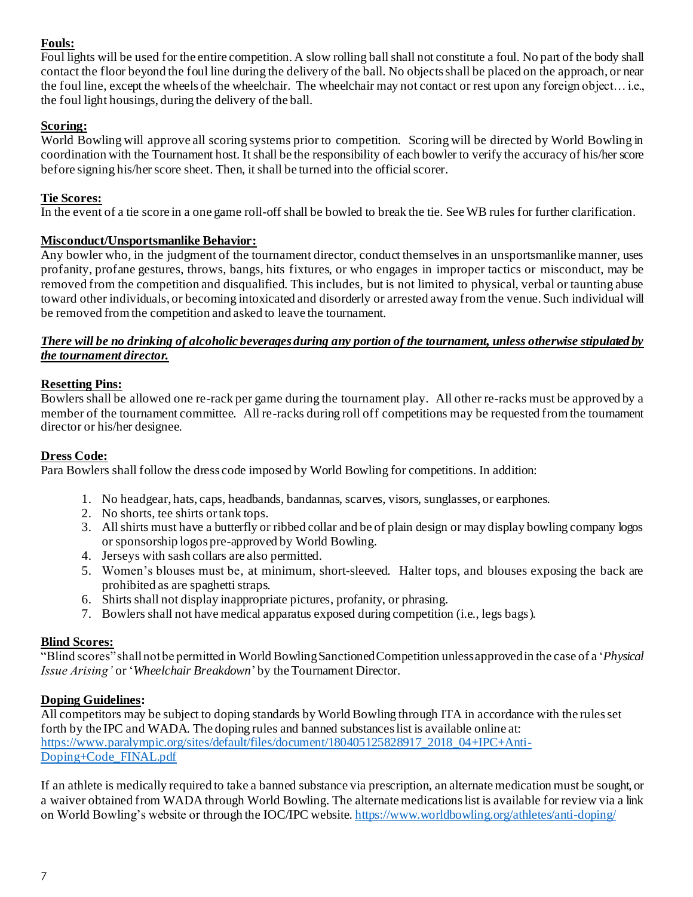**Fouls:**
Foul lights will be used for the entire competition. A slow rolling ball shall not constitute a foul. No part of the body shall contact the floor beyond the foul line during the delivery of the ball. No objects shall be placed on the approach, or near the foul line, except the wheels of the wheelchair. The wheelchair may not contact or rest upon any foreign object… i.e., the foul light housings, during the delivery of the ball.

**Scoring:**
World Bowling will approve all scoring systems prior to competition. Scoring will be directed by World Bowling in coordination with the Tournament host. It shall be the responsibility of each bowler to verify the accuracy of his/her score before signing his/her score sheet. Then, it shall be turned into the official scorer.

**Tie Scores:**
In the event of a tie score in a one game roll-off shall be bowled to break the tie. See WB rules for further clarification.

**Misconduct/Unsportsmanlike Behavior:**
Any bowler who, in the judgment of the tournament director, conduct themselves in an unsportsmanlike manner, uses profanity, profane gestures, throws, bangs, hits fixtures, or who engages in improper tactics or misconduct, may be removed from the competition and disqualified. This includes, but is not limited to physical, verbal or taunting abuse toward other individuals, or becoming intoxicated and disorderly or arrested away from the venue. Such individual will be removed from the competition and asked to leave the tournament.

***There will be no drinking of alcoholic beverages during any portion of the tournament, unless otherwise stipulated by the tournament director.***

**Resetting Pins:**
Bowlers shall be allowed one re-rack per game during the tournament play. All other re-racks must be approved by a member of the tournament committee. All re-racks during roll off competitions may be requested from the tournament director or his/her designee.

**Dress Code:**
Para Bowlers shall follow the dress code imposed by World Bowling for competitions. In addition:

1. No headgear, hats, caps, headbands, bandannas, scarves, visors, sunglasses, or earphones.
2. No shorts, tee shirts or tank tops.
3. All shirts must have a butterfly or ribbed collar and be of plain design or may display bowling company logos or sponsorship logos pre-approved by World Bowling.
4. Jerseys with sash collars are also permitted.
5. Women's blouses must be, at minimum, short-sleeved. Halter tops, and blouses exposing the back are prohibited as are spaghetti straps.
6. Shirts shall not display inappropriate pictures, profanity, or phrasing.
7. Bowlers shall not have medical apparatus exposed during competition (i.e., legs bags).

**Blind Scores:**
"Blind scores" shall not be permitted in World Bowling Sanctioned Competition unless approved in the case of a '*Physical Issue Arising'* or '*Wheelchair Breakdown*' by the Tournament Director.

**Doping Guidelines:**
All competitors may be subject to doping standards by World Bowling through ITA in accordance with the rules set forth by the IPC and WADA. The doping rules and banned substances list is available online at: https://www.paralympic.org/sites/default/files/document/180405125828917_2018_04+IPC+Anti-Doping+Code_FINAL.pdf

If an athlete is medically required to take a banned substance via prescription, an alternate medication must be sought, or a waiver obtained from WADA through World Bowling. The alternate medications list is available for review via a link on World Bowling's website or through the IOC/IPC website. https://www.worldbowling.org/athletes/anti-doping/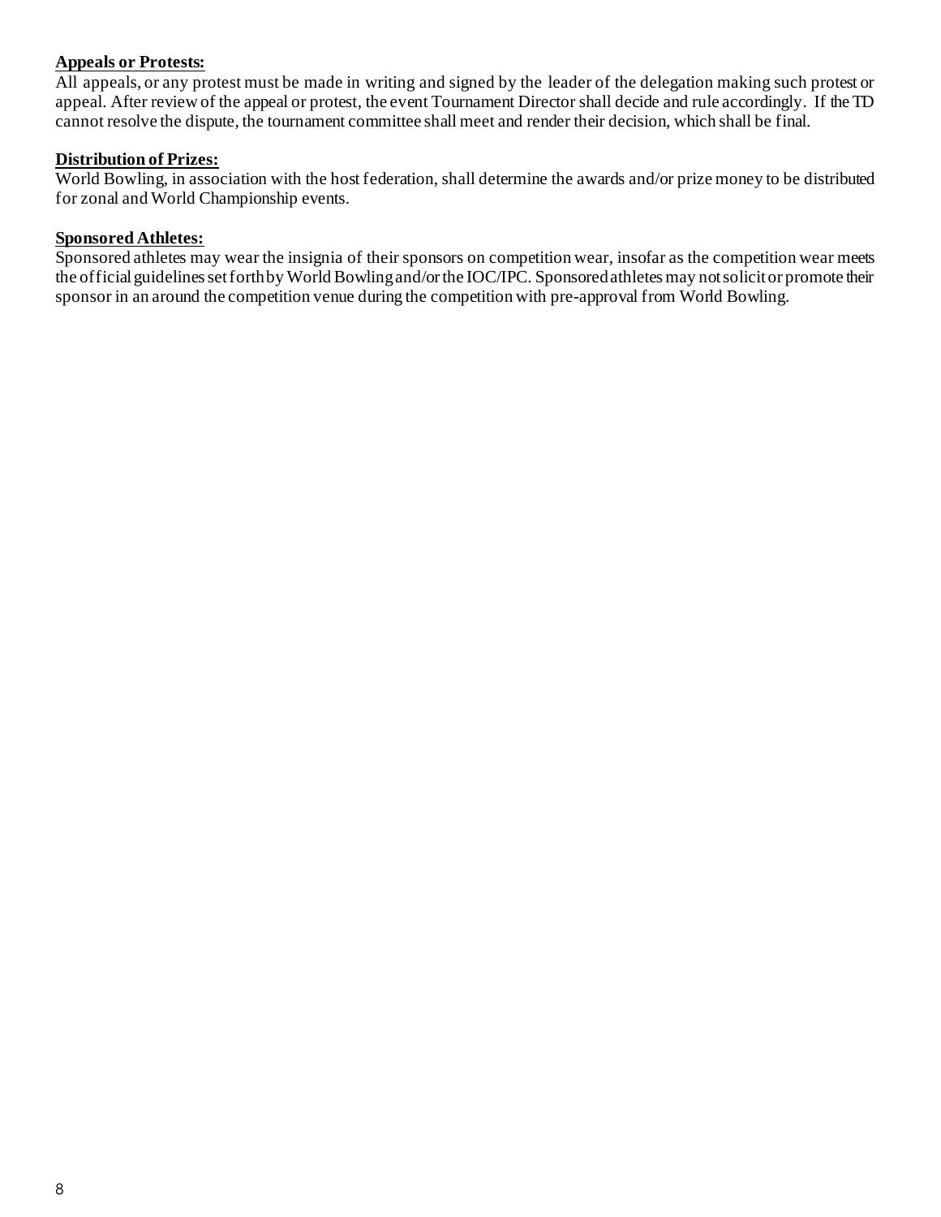**Appeals or Protests:**

All appeals, or any protest must be made in writing and signed by the leader of the delegation making such protest or appeal. After review of the appeal or protest, the event Tournament Director shall decide and rule accordingly. If the TD cannot resolve the dispute, the tournament committee shall meet and render their decision, which shall be final.

**Distribution of Prizes:**

World Bowling, in association with the host federation, shall determine the awards and/or prize money to be distributed for zonal and World Championship events.

**Sponsored Athletes:**

Sponsored athletes may wear the insignia of their sponsors on competition wear, insofar as the competition wear meets the official guidelines set forth by World Bowling and/or the IOC/IPC. Sponsored athletes may not solicit or promote their sponsor in an around the competition venue during the competition with pre-approval from World Bowling.